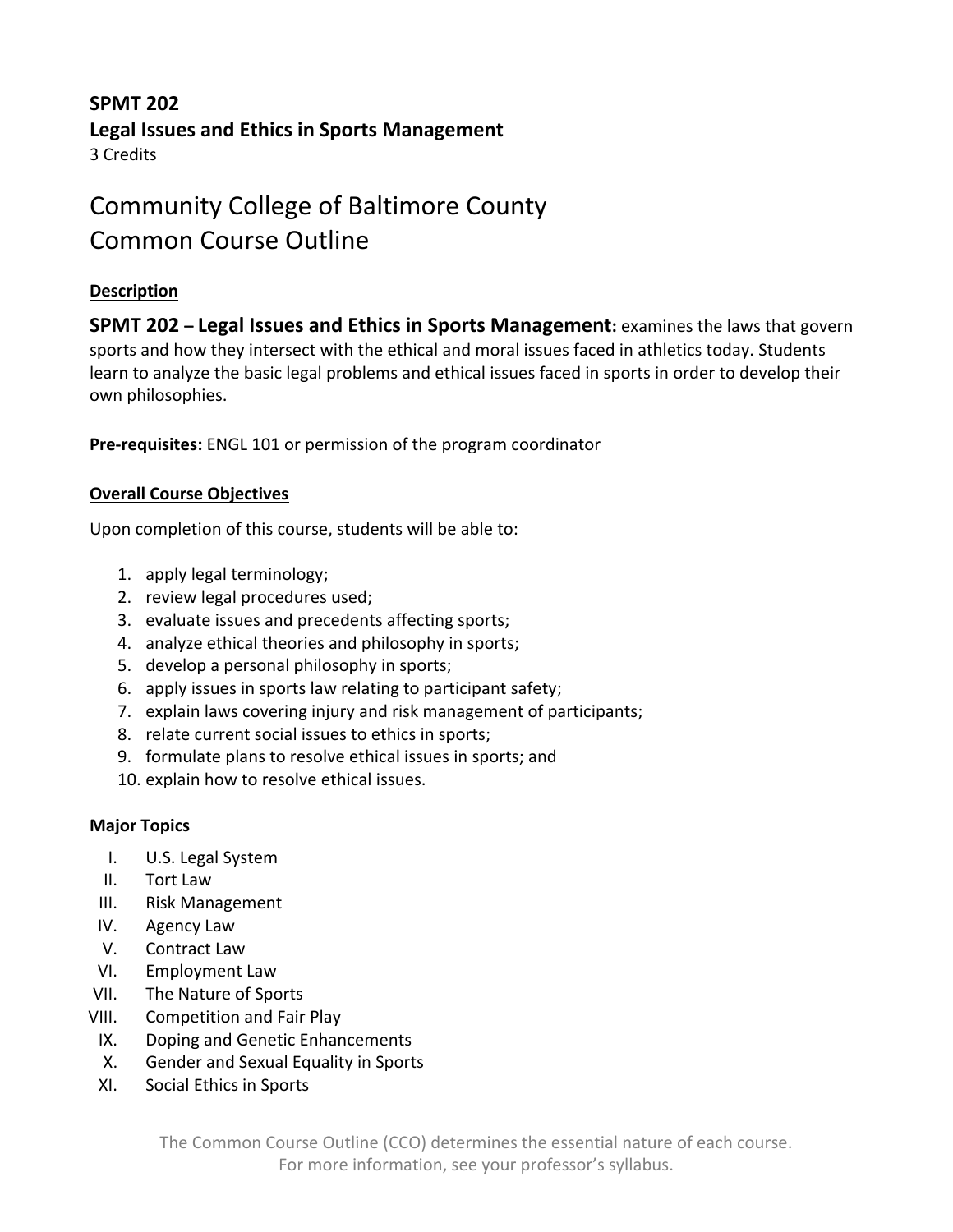**SPMT 202**
**Legal Issues and Ethics in Sports Management**
3 Credits

# Community College of Baltimore County
# Common Course Outline

## Description

**SPMT 202 – Legal Issues and Ethics in Sports Management:** examines the laws that govern sports and how they intersect with the ethical and moral issues faced in athletics today. Students learn to analyze the basic legal problems and ethical issues faced in sports in order to develop their own philosophies.

**Pre-requisites:** ENGL 101 or permission of the program coordinator

## Overall Course Objectives

Upon completion of this course, students will be able to:

1. apply legal terminology;
2. review legal procedures used;
3. evaluate issues and precedents affecting sports;
4. analyze ethical theories and philosophy in sports;
5. develop a personal philosophy in sports;
6. apply issues in sports law relating to participant safety;
7. explain laws covering injury and risk management of participants;
8. relate current social issues to ethics in sports;
9. formulate plans to resolve ethical issues in sports; and
10. explain how to resolve ethical issues.

## Major Topics

I. U.S. Legal System
II. Tort Law
III. Risk Management
IV. Agency Law
V. Contract Law
VI. Employment Law
VII. The Nature of Sports
VIII. Competition and Fair Play
IX. Doping and Genetic Enhancements
X. Gender and Sexual Equality in Sports
XI. Social Ethics in Sports

The Common Course Outline (CCO) determines the essential nature of each course. For more information, see your professor's syllabus.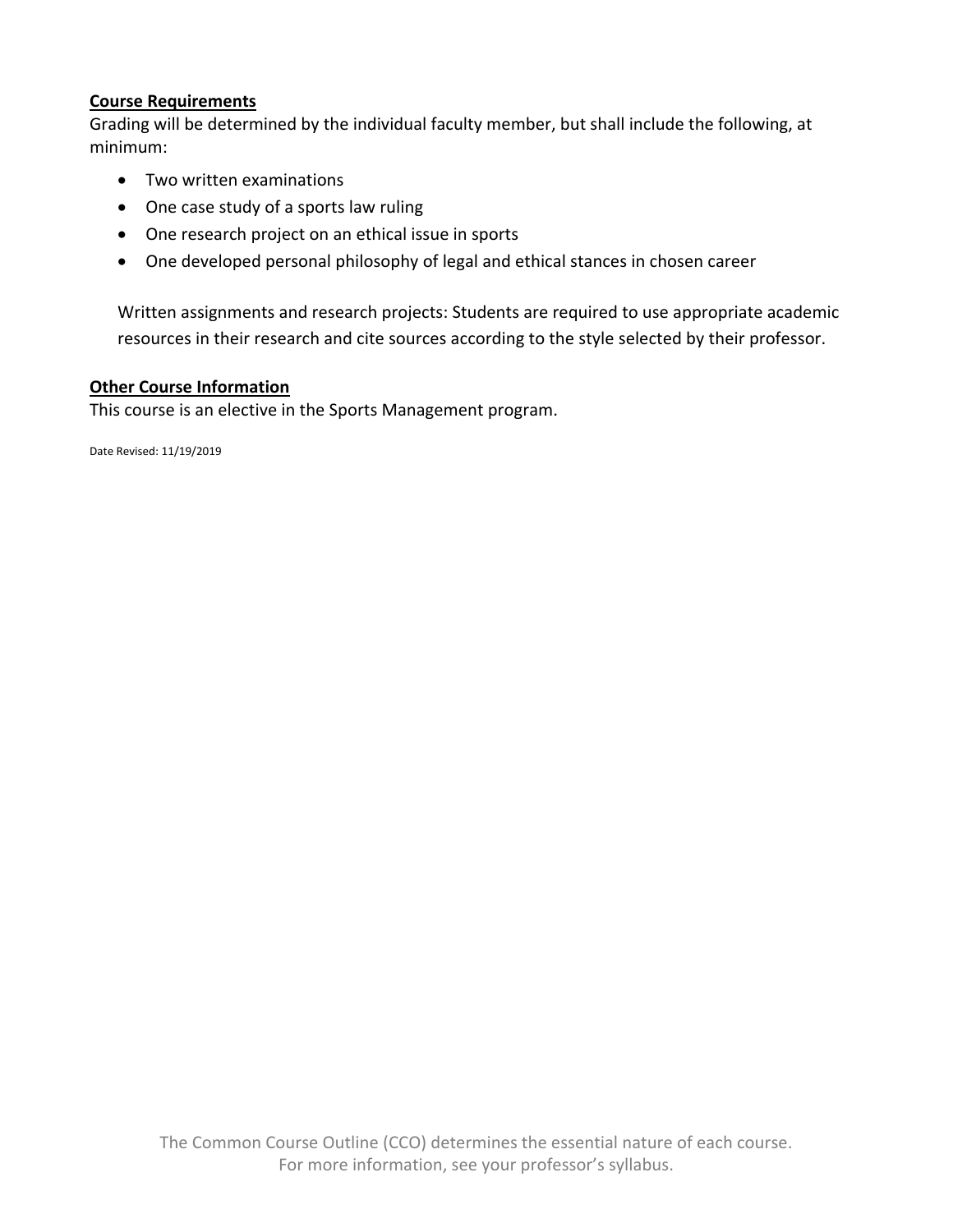## Course Requirements

Grading will be determined by the individual faculty member, but shall include the following, at minimum:

- Two written examinations
- One case study of a sports law ruling
- One research project on an ethical issue in sports
- One developed personal philosophy of legal and ethical stances in chosen career

Written assignments and research projects: Students are required to use appropriate academic resources in their research and cite sources according to the style selected by their professor.

## Other Course Information

This course is an elective in the Sports Management program.

Date Revised: 11/19/2019